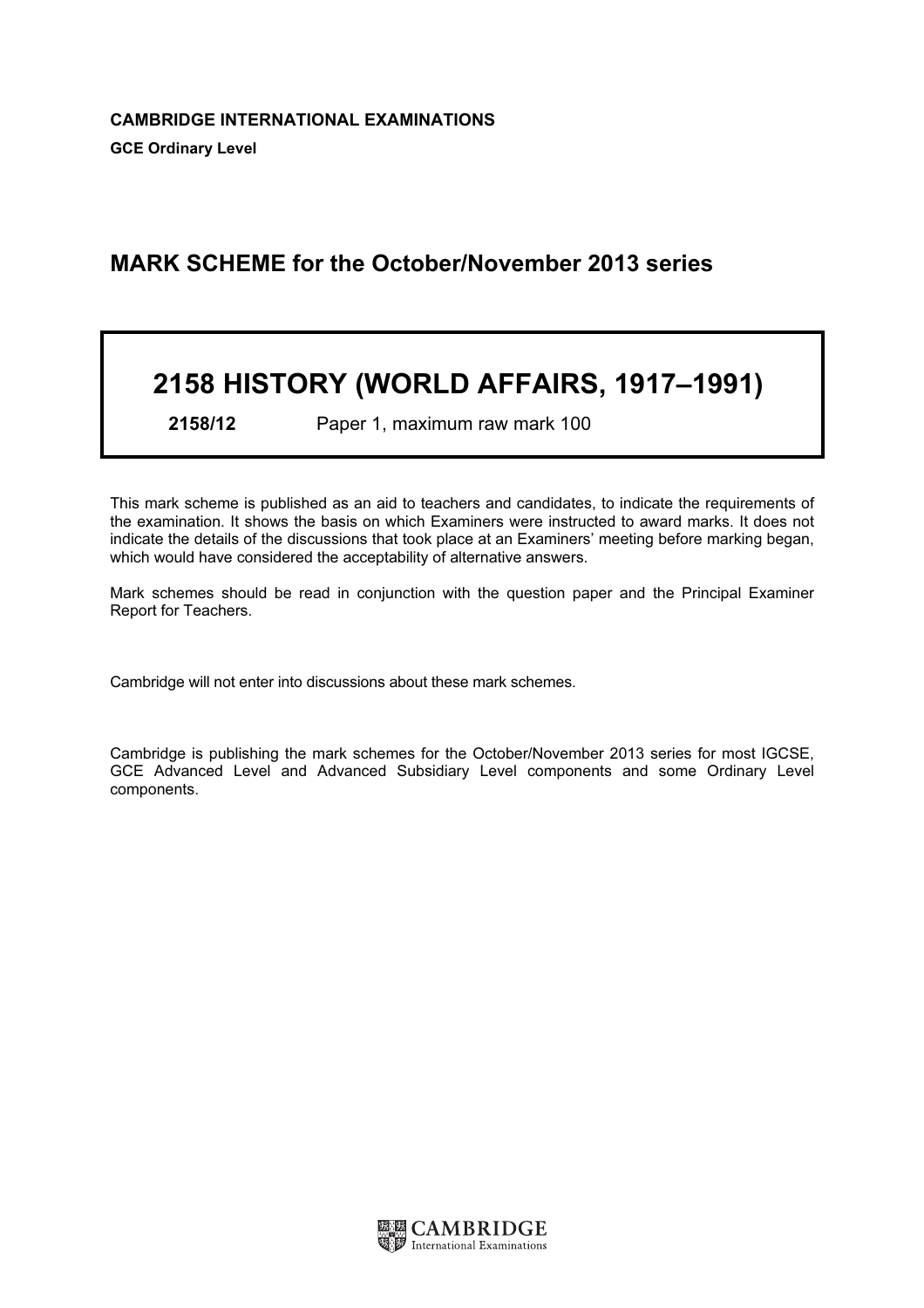**CAMBRIDGE INTERNATIONAL EXAMINATIONS**

**GCE Ordinary Level**

## MARK SCHEME for the October/November 2013 series

# 2158 HISTORY (WORLD AFFAIRS, 1917–1991)

**2158/12** Paper 1, maximum raw mark 100

This mark scheme is published as an aid to teachers and candidates, to indicate the requirements of the examination. It shows the basis on which Examiners were instructed to award marks. It does not indicate the details of the discussions that took place at an Examiners' meeting before marking began, which would have considered the acceptability of alternative answers.

Mark schemes should be read in conjunction with the question paper and the Principal Examiner Report for Teachers.

Cambridge will not enter into discussions about these mark schemes.

Cambridge is publishing the mark schemes for the October/November 2013 series for most IGCSE, GCE Advanced Level and Advanced Subsidiary Level components and some Ordinary Level components.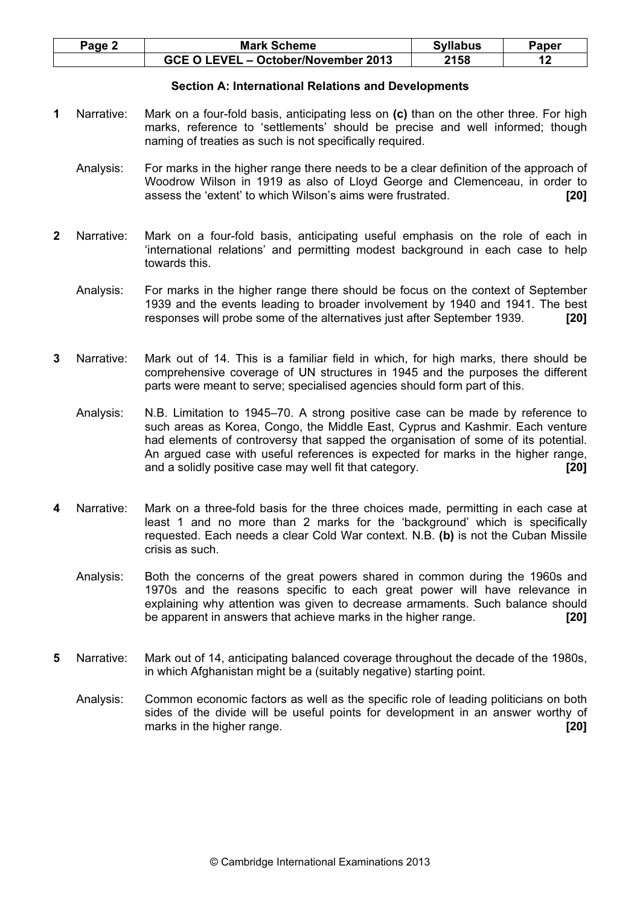| Page 2 | Mark Scheme | Syllabus | Paper |
|---|---|---|---|
| | GCE O LEVEL – October/November 2013 | 2158 | 12 |

## Section A: International Relations and Developments

**1** Narrative: Mark on a four-fold basis, anticipating less on **(c)** than on the other three. For high marks, reference to 'settlements' should be precise and well informed; though naming of treaties as such is not specifically required.

Analysis: For marks in the higher range there needs to be a clear definition of the approach of Woodrow Wilson in 1919 as also of Lloyd George and Clemenceau, in order to assess the 'extent' to which Wilson's aims were frustrated. **[20]**

**2** Narrative: Mark on a four-fold basis, anticipating useful emphasis on the role of each in 'international relations' and permitting modest background in each case to help towards this.

Analysis: For marks in the higher range there should be focus on the context of September 1939 and the events leading to broader involvement by 1940 and 1941. The best responses will probe some of the alternatives just after September 1939. **[20]**

**3** Narrative: Mark out of 14. This is a familiar field in which, for high marks, there should be comprehensive coverage of UN structures in 1945 and the purposes the different parts were meant to serve; specialised agencies should form part of this.

Analysis: N.B. Limitation to 1945–70. A strong positive case can be made by reference to such areas as Korea, Congo, the Middle East, Cyprus and Kashmir. Each venture had elements of controversy that sapped the organisation of some of its potential. An argued case with useful references is expected for marks in the higher range, and a solidly positive case may well fit that category. **[20]**

**4** Narrative: Mark on a three-fold basis for the three choices made, permitting in each case at least 1 and no more than 2 marks for the 'background' which is specifically requested. Each needs a clear Cold War context. N.B. **(b)** is not the Cuban Missile crisis as such.

Analysis: Both the concerns of the great powers shared in common during the 1960s and 1970s and the reasons specific to each great power will have relevance in explaining why attention was given to decrease armaments. Such balance should be apparent in answers that achieve marks in the higher range. **[20]**

**5** Narrative: Mark out of 14, anticipating balanced coverage throughout the decade of the 1980s, in which Afghanistan might be a (suitably negative) starting point.

Analysis: Common economic factors as well as the specific role of leading politicians on both sides of the divide will be useful points for development in an answer worthy of marks in the higher range. **[20]**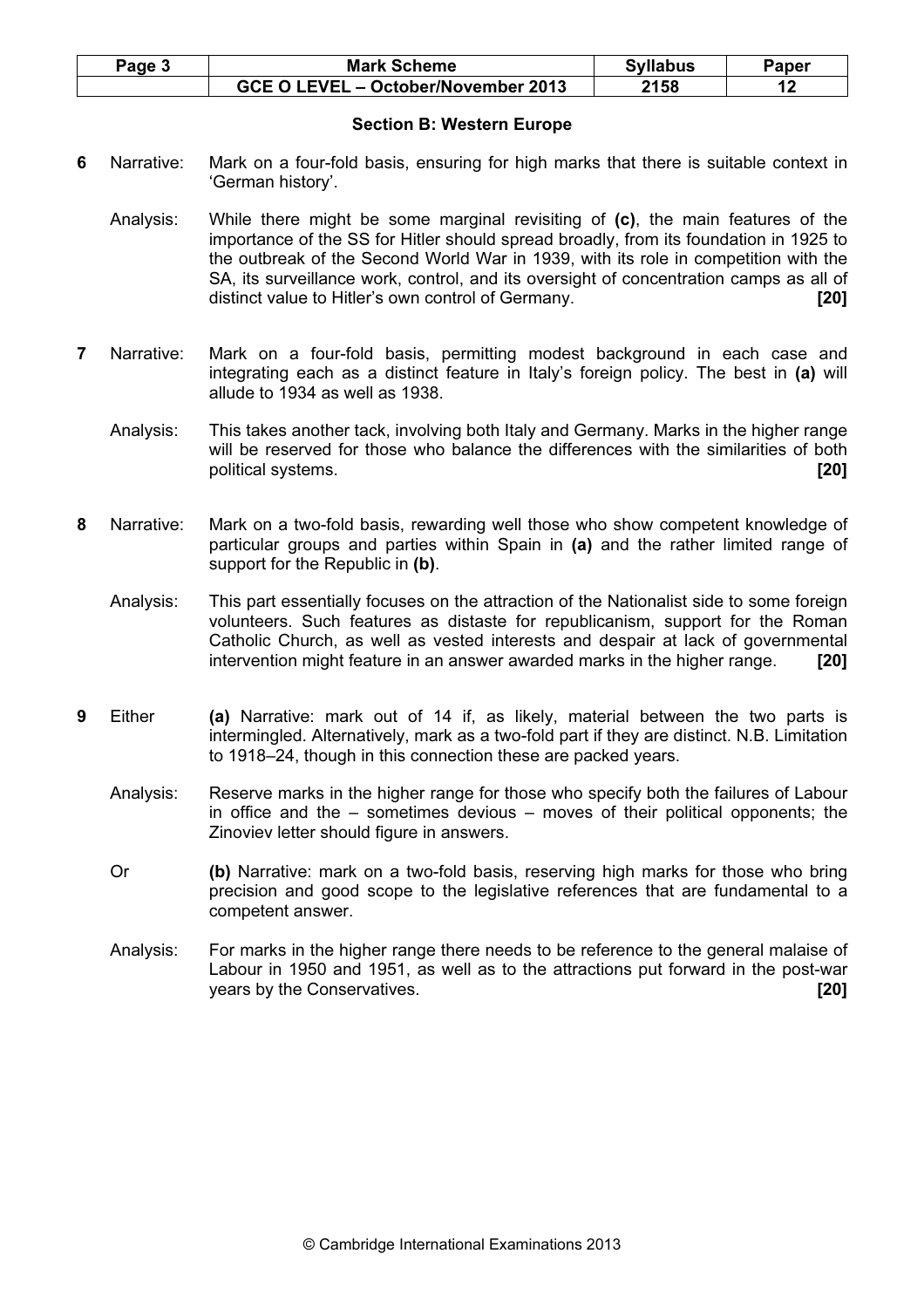## Section B: Western Europe

**6** Narrative: Mark on a four-fold basis, ensuring for high marks that there is suitable context in 'German history'.

Analysis: While there might be some marginal revisiting of **(c)**, the main features of the importance of the SS for Hitler should spread broadly, from its foundation in 1925 to the outbreak of the Second World War in 1939, with its role in competition with the SA, its surveillance work, control, and its oversight of concentration camps as all of distinct value to Hitler's own control of Germany. **[20]**

**7** Narrative: Mark on a four-fold basis, permitting modest background in each case and integrating each as a distinct feature in Italy's foreign policy. The best in **(a)** will allude to 1934 as well as 1938.

Analysis: This takes another tack, involving both Italy and Germany. Marks in the higher range will be reserved for those who balance the differences with the similarities of both political systems. **[20]**

**8** Narrative: Mark on a two-fold basis, rewarding well those who show competent knowledge of particular groups and parties within Spain in **(a)** and the rather limited range of support for the Republic in **(b)**.

Analysis: This part essentially focuses on the attraction of the Nationalist side to some foreign volunteers. Such features as distaste for republicanism, support for the Roman Catholic Church, as well as vested interests and despair at lack of governmental intervention might feature in an answer awarded marks in the higher range. **[20]**

**9** Either **(a)** Narrative: mark out of 14 if, as likely, material between the two parts is intermingled. Alternatively, mark as a two-fold part if they are distinct. N.B. Limitation to 1918–24, though in this connection these are packed years.

Analysis: Reserve marks in the higher range for those who specify both the failures of Labour in office and the – sometimes devious – moves of their political opponents; the Zinoviev letter should figure in answers.

Or **(b)** Narrative: mark on a two-fold basis, reserving high marks for those who bring precision and good scope to the legislative references that are fundamental to a competent answer.

Analysis: For marks in the higher range there needs to be reference to the general malaise of Labour in 1950 and 1951, as well as to the attractions put forward in the post-war years by the Conservatives. **[20]**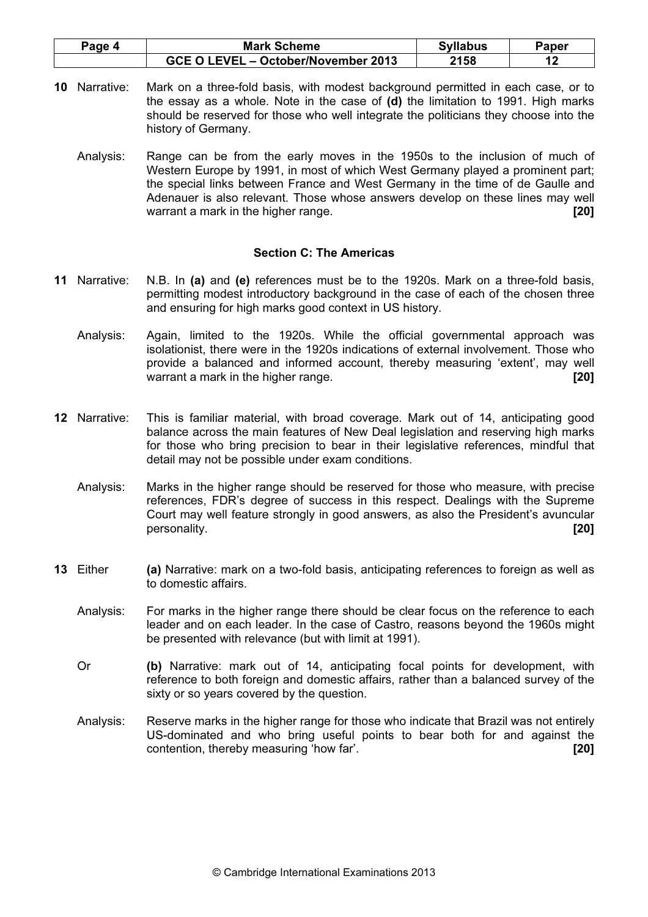**10** Narrative: Mark on a three-fold basis, with modest background permitted in each case, or to the essay as a whole. Note in the case of **(d)** the limitation to 1991. High marks should be reserved for those who well integrate the politicians they choose into the history of Germany.

Analysis: Range can be from the early moves in the 1950s to the inclusion of much of Western Europe by 1991, in most of which West Germany played a prominent part; the special links between France and West Germany in the time of de Gaulle and Adenauer is also relevant. Those whose answers develop on these lines may well warrant a mark in the higher range. **[20]**

### Section C: The Americas

**11** Narrative: N.B. In **(a)** and **(e)** references must be to the 1920s. Mark on a three-fold basis, permitting modest introductory background in the case of each of the chosen three and ensuring for high marks good context in US history.

Analysis: Again, limited to the 1920s. While the official governmental approach was isolationist, there were in the 1920s indications of external involvement. Those who provide a balanced and informed account, thereby measuring 'extent', may well warrant a mark in the higher range. **[20]**

**12** Narrative: This is familiar material, with broad coverage. Mark out of 14, anticipating good balance across the main features of New Deal legislation and reserving high marks for those who bring precision to bear in their legislative references, mindful that detail may not be possible under exam conditions.

Analysis: Marks in the higher range should be reserved for those who measure, with precise references, FDR's degree of success in this respect. Dealings with the Supreme Court may well feature strongly in good answers, as also the President's avuncular personality. **[20]**

**13** Either **(a)** Narrative: mark on a two-fold basis, anticipating references to foreign as well as to domestic affairs.

Analysis: For marks in the higher range there should be clear focus on the reference to each leader and on each leader. In the case of Castro, reasons beyond the 1960s might be presented with relevance (but with limit at 1991).

Or **(b)** Narrative: mark out of 14, anticipating focal points for development, with reference to both foreign and domestic affairs, rather than a balanced survey of the sixty or so years covered by the question.

Analysis: Reserve marks in the higher range for those who indicate that Brazil was not entirely US-dominated and who bring useful points to bear both for and against the contention, thereby measuring 'how far'. **[20]**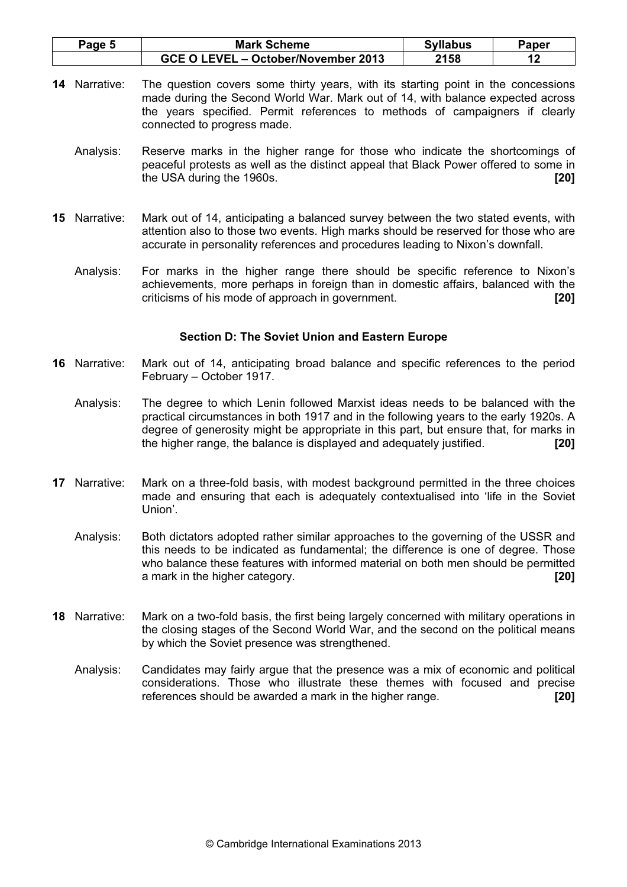**14** Narrative: The question covers some thirty years, with its starting point in the concessions made during the Second World War. Mark out of 14, with balance expected across the years specified. Permit references to methods of campaigners if clearly connected to progress made.

Analysis: Reserve marks in the higher range for those who indicate the shortcomings of peaceful protests as well as the distinct appeal that Black Power offered to some in the USA during the 1960s. **[20]**

**15** Narrative: Mark out of 14, anticipating a balanced survey between the two stated events, with attention also to those two events. High marks should be reserved for those who are accurate in personality references and procedures leading to Nixon's downfall.

Analysis: For marks in the higher range there should be specific reference to Nixon's achievements, more perhaps in foreign than in domestic affairs, balanced with the criticisms of his mode of approach in government. **[20]**

## Section D: The Soviet Union and Eastern Europe

**16** Narrative: Mark out of 14, anticipating broad balance and specific references to the period February – October 1917.

Analysis: The degree to which Lenin followed Marxist ideas needs to be balanced with the practical circumstances in both 1917 and in the following years to the early 1920s. A degree of generosity might be appropriate in this part, but ensure that, for marks in the higher range, the balance is displayed and adequately justified. **[20]**

**17** Narrative: Mark on a three-fold basis, with modest background permitted in the three choices made and ensuring that each is adequately contextualised into 'life in the Soviet Union'.

Analysis: Both dictators adopted rather similar approaches to the governing of the USSR and this needs to be indicated as fundamental; the difference is one of degree. Those who balance these features with informed material on both men should be permitted a mark in the higher category. **[20]**

**18** Narrative: Mark on a two-fold basis, the first being largely concerned with military operations in the closing stages of the Second World War, and the second on the political means by which the Soviet presence was strengthened.

Analysis: Candidates may fairly argue that the presence was a mix of economic and political considerations. Those who illustrate these themes with focused and precise references should be awarded a mark in the higher range. **[20]**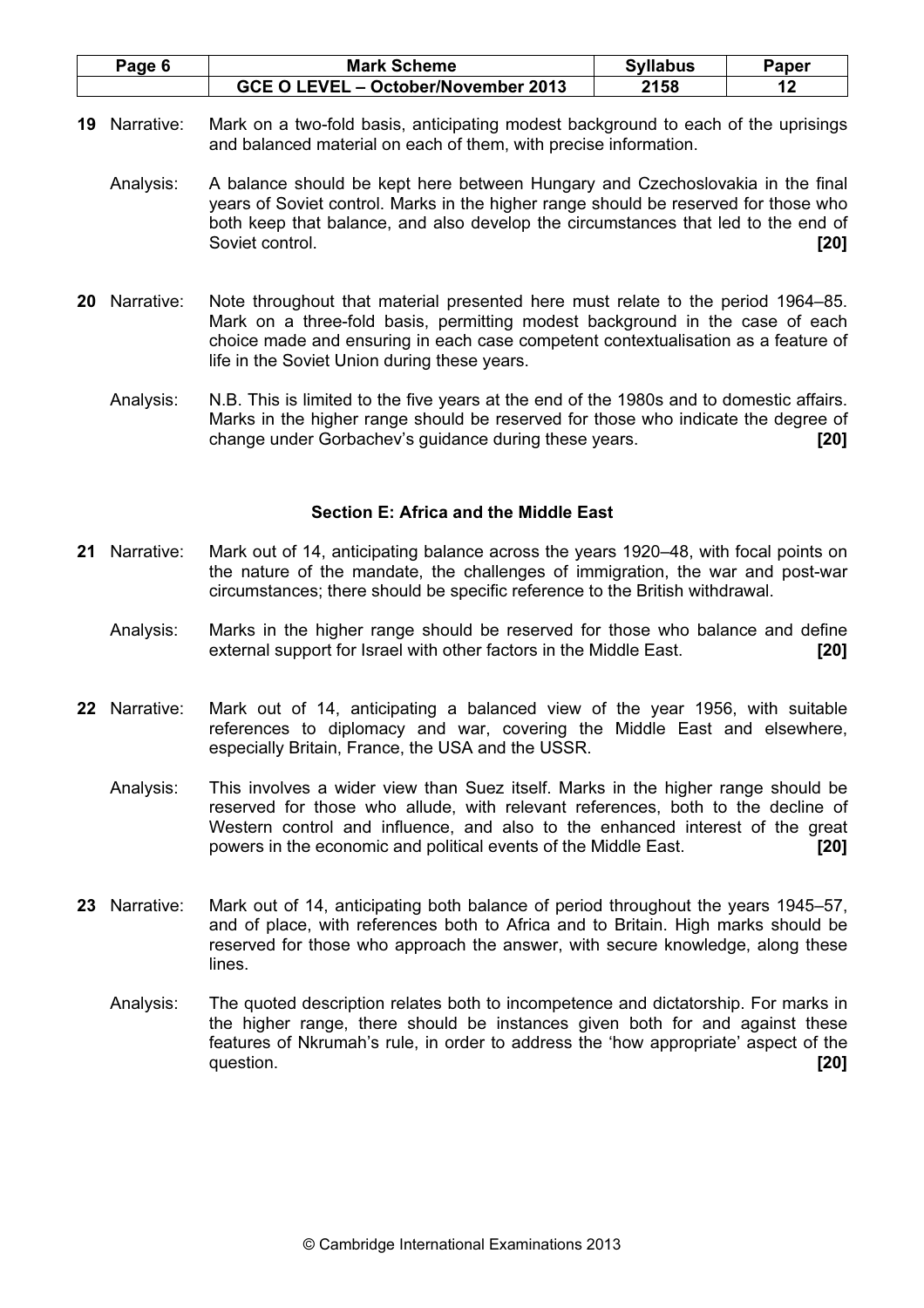**19** Narrative: Mark on a two-fold basis, anticipating modest background to each of the uprisings and balanced material on each of them, with precise information.

Analysis: A balance should be kept here between Hungary and Czechoslovakia in the final years of Soviet control. Marks in the higher range should be reserved for those who both keep that balance, and also develop the circumstances that led to the end of Soviet control. **[20]**

**20** Narrative: Note throughout that material presented here must relate to the period 1964–85. Mark on a three-fold basis, permitting modest background in the case of each choice made and ensuring in each case competent contextualisation as a feature of life in the Soviet Union during these years.

Analysis: N.B. This is limited to the five years at the end of the 1980s and to domestic affairs. Marks in the higher range should be reserved for those who indicate the degree of change under Gorbachev's guidance during these years. **[20]**

## Section E: Africa and the Middle East

**21** Narrative: Mark out of 14, anticipating balance across the years 1920–48, with focal points on the nature of the mandate, the challenges of immigration, the war and post-war circumstances; there should be specific reference to the British withdrawal.

Analysis: Marks in the higher range should be reserved for those who balance and define external support for Israel with other factors in the Middle East. **[20]**

**22** Narrative: Mark out of 14, anticipating a balanced view of the year 1956, with suitable references to diplomacy and war, covering the Middle East and elsewhere, especially Britain, France, the USA and the USSR.

Analysis: This involves a wider view than Suez itself. Marks in the higher range should be reserved for those who allude, with relevant references, both to the decline of Western control and influence, and also to the enhanced interest of the great powers in the economic and political events of the Middle East. **[20]**

**23** Narrative: Mark out of 14, anticipating both balance of period throughout the years 1945–57, and of place, with references both to Africa and to Britain. High marks should be reserved for those who approach the answer, with secure knowledge, along these lines.

Analysis: The quoted description relates both to incompetence and dictatorship. For marks in the higher range, there should be instances given both for and against these features of Nkrumah's rule, in order to address the 'how appropriate' aspect of the question. **[20]**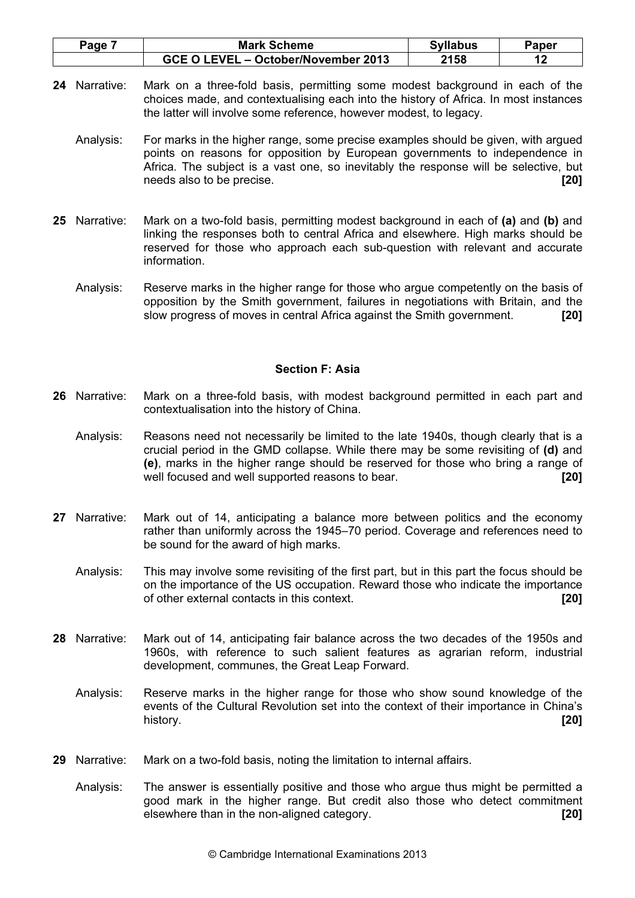**24** Narrative: Mark on a three-fold basis, permitting some modest background in each of the choices made, and contextualising each into the history of Africa. In most instances the latter will involve some reference, however modest, to legacy.

Analysis: For marks in the higher range, some precise examples should be given, with argued points on reasons for opposition by European governments to independence in Africa. The subject is a vast one, so inevitably the response will be selective, but needs also to be precise. **[20]**

**25** Narrative: Mark on a two-fold basis, permitting modest background in each of **(a)** and **(b)** and linking the responses both to central Africa and elsewhere. High marks should be reserved for those who approach each sub-question with relevant and accurate information.

Analysis: Reserve marks in the higher range for those who argue competently on the basis of opposition by the Smith government, failures in negotiations with Britain, and the slow progress of moves in central Africa against the Smith government. **[20]**

## Section F: Asia

**26** Narrative: Mark on a three-fold basis, with modest background permitted in each part and contextualisation into the history of China.

Analysis: Reasons need not necessarily be limited to the late 1940s, though clearly that is a crucial period in the GMD collapse. While there may be some revisiting of **(d)** and **(e)**, marks in the higher range should be reserved for those who bring a range of well focused and well supported reasons to bear. **[20]**

**27** Narrative: Mark out of 14, anticipating a balance more between politics and the economy rather than uniformly across the 1945–70 period. Coverage and references need to be sound for the award of high marks.

Analysis: This may involve some revisiting of the first part, but in this part the focus should be on the importance of the US occupation. Reward those who indicate the importance of other external contacts in this context. **[20]**

**28** Narrative: Mark out of 14, anticipating fair balance across the two decades of the 1950s and 1960s, with reference to such salient features as agrarian reform, industrial development, communes, the Great Leap Forward.

Analysis: Reserve marks in the higher range for those who show sound knowledge of the events of the Cultural Revolution set into the context of their importance in China's history. **[20]**

**29** Narrative: Mark on a two-fold basis, noting the limitation to internal affairs.

Analysis: The answer is essentially positive and those who argue thus might be permitted a good mark in the higher range. But credit also those who detect commitment elsewhere than in the non-aligned category. **[20]**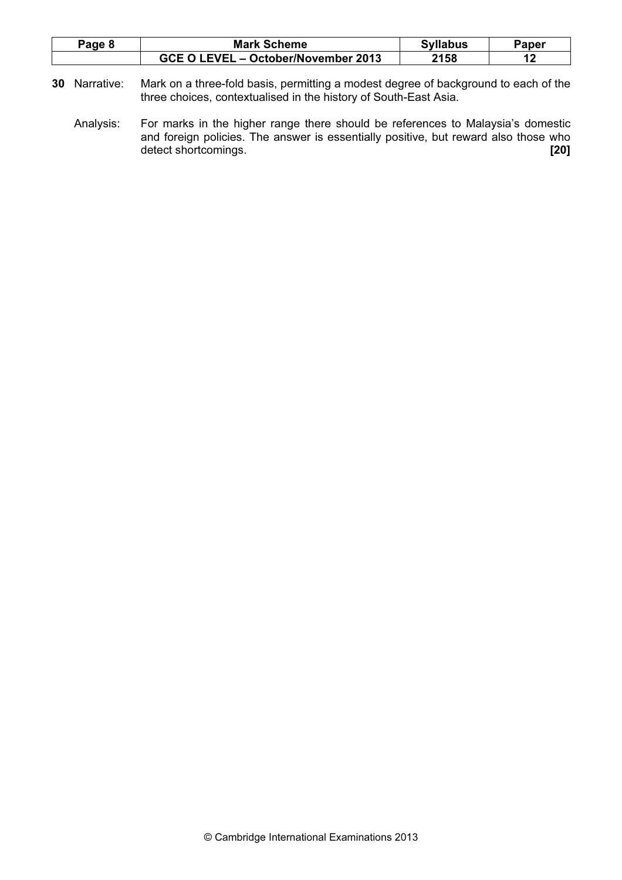**30** Narrative: Mark on a three-fold basis, permitting a modest degree of background to each of the three choices, contextualised in the history of South-East Asia.

Analysis: For marks in the higher range there should be references to Malaysia's domestic and foreign policies. The answer is essentially positive, but reward also those who detect shortcomings. **[20]**